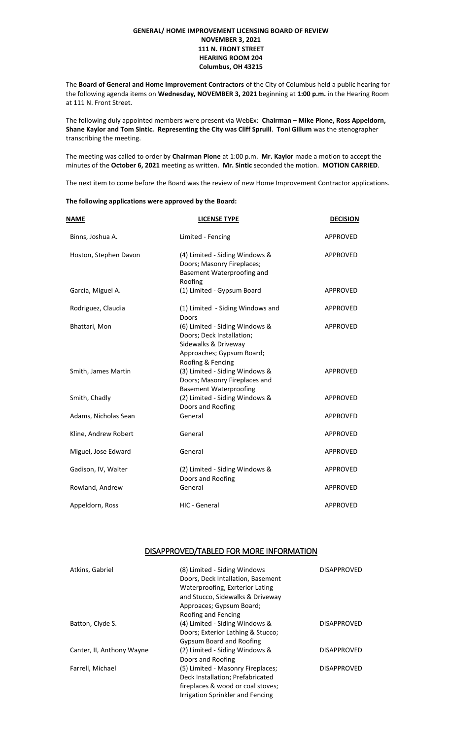# GENERAL/ HOME IMPROVEMENT LICENSING BOARD OF REVIEW
## NOVEMBER 3, 2021
## 111 N. FRONT STREET
## HEARING ROOM 204
## Columbus, OH 43215

The **Board of General and Home Improvement Contractors** of the City of Columbus held a public hearing for the following agenda items on **Wednesday, NOVEMBER 3, 2021** beginning at **1:00 p.m.** in the Hearing Room at 111 N. Front Street.

The following duly appointed members were present via WebEx: **Chairman – Mike Pione, Ross Appeldorn, Shane Kaylor and Tom Sintic. Representing the City was Cliff Spruill**. **Toni Gillum** was the stenographer transcribing the meeting.

The meeting was called to order by **Chairman Pione** at 1:00 p.m. **Mr. Kaylor** made a motion to accept the minutes of the **October 6, 2021** meeting as written. **Mr. Sintic** seconded the motion. **MOTION CARRIED**.

The next item to come before the Board was the review of new Home Improvement Contractor applications.

**The following applications were approved by the Board:**

| NAME | LICENSE TYPE | DECISION |
|---|---|---|
| Binns, Joshua A. | Limited - Fencing | APPROVED |
| Hoston, Stephen Davon | (4) Limited - Siding Windows & Doors; Masonry Fireplaces; Basement Waterproofing and Roofing | APPROVED |
| Garcia, Miguel A. | (1) Limited - Gypsum Board | APPROVED |
| Rodriguez, Claudia | (1) Limited - Siding Windows and Doors | APPROVED |
| Bhattari, Mon | (6) Limited - Siding Windows & Doors; Deck Installation; Sidewalks & Driveway Approaches; Gypsum Board; Roofing & Fencing | APPROVED |
| Smith, James Martin | (3) Limited - Siding Windows & Doors; Masonry Fireplaces and Basement Waterproofing | APPROVED |
| Smith, Chadly | (2) Limited - Siding Windows & Doors and Roofing | APPROVED |
| Adams, Nicholas Sean | General | APPROVED |
| Kline, Andrew Robert | General | APPROVED |
| Miguel, Jose Edward | General | APPROVED |
| Gadison, IV, Walter | (2) Limited - Siding Windows & Doors and Roofing | APPROVED |
| Rowland, Andrew | General | APPROVED |
| Appeldorn, Ross | HIC - General | APPROVED |

## DISAPPROVED/TABLED FOR MORE INFORMATION

| | | |
|---|---|---|
| Atkins, Gabriel | (8) Limited - Siding Windows Doors, Deck Intallation, Basement Waterproofing, Exrterior Lating and Stucco, Sidewalks & Driveway Approaes; Gypsum Board; Roofing and Fencing | DISAPPROVED |
| Batton, Clyde S. | (4) Limited - Siding Windows & Doors; Exterior Lathing & Stucco; Gypsum Board and Roofing | DISAPPROVED |
| Canter, II, Anthony Wayne | (2) Limited - Siding Windows & Doors and Roofing | DISAPPROVED |
| Farrell, Michael | (5) Limited - Masonry Fireplaces; Deck Installation; Prefabricated fireplaces & wood or coal stoves; Irrigation Sprinkler and Fencing | DISAPPROVED |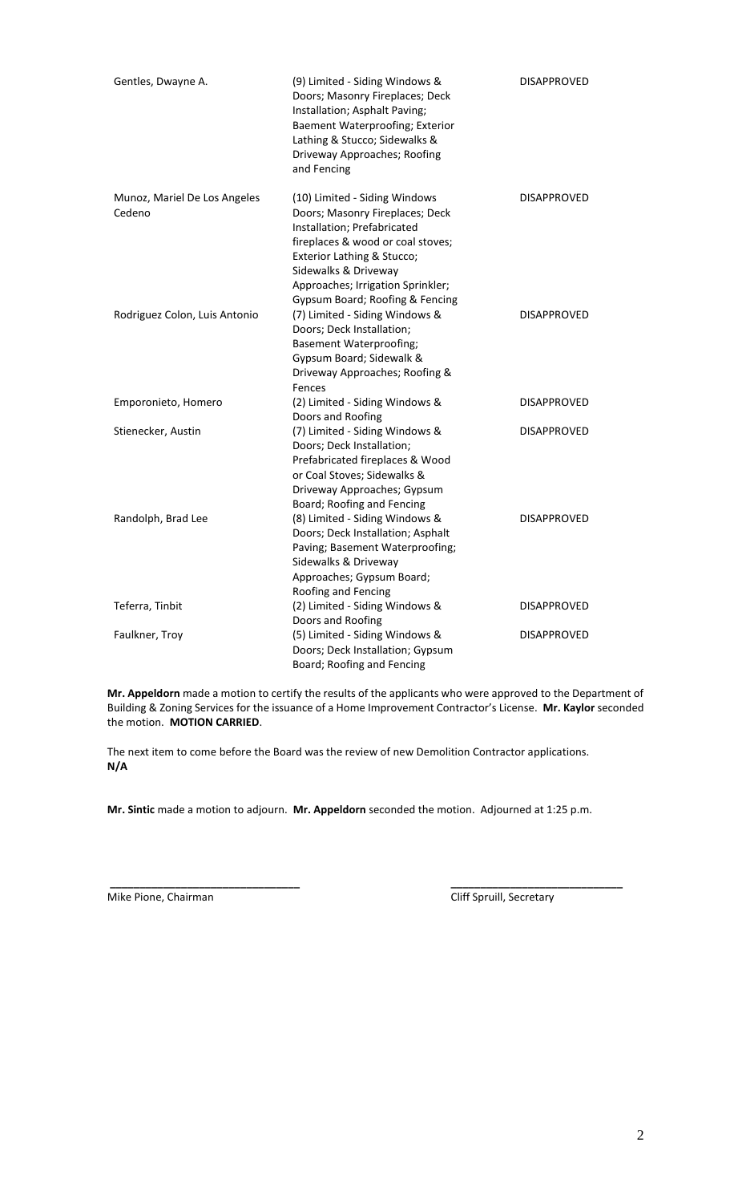| | | |
|---|---|---|
| Gentles, Dwayne A. | (9) Limited - Siding Windows & Doors; Masonry Fireplaces; Deck Installation; Asphalt Paving; Baement Waterproofing; Exterior Lathing & Stucco; Sidewalks & Driveway Approaches; Roofing and Fencing | DISAPPROVED |
| Munoz, Mariel De Los Angeles Cedeno | (10) Limited - Siding Windows Doors; Masonry Fireplaces; Deck Installation; Prefabricated fireplaces & wood or coal stoves; Exterior Lathing & Stucco; Sidewalks & Driveway Approaches; Irrigation Sprinkler; Gypsum Board; Roofing & Fencing | DISAPPROVED |
| Rodriguez Colon, Luis Antonio | (7) Limited - Siding Windows & Doors; Deck Installation; Basement Waterproofing; Gypsum Board; Sidewalk & Driveway Approaches; Roofing & Fences | DISAPPROVED |
| Emporonieto, Homero | (2) Limited - Siding Windows & Doors and Roofing | DISAPPROVED |
| Stienecker, Austin | (7) Limited - Siding Windows & Doors; Deck Installation; Prefabricated fireplaces & Wood or Coal Stoves; Sidewalks & Driveway Approaches; Gypsum Board; Roofing and Fencing | DISAPPROVED |
| Randolph, Brad Lee | (8) Limited - Siding Windows & Doors; Deck Installation; Asphalt Paving; Basement Waterproofing; Sidewalks & Driveway Approaches; Gypsum Board; Roofing and Fencing | DISAPPROVED |
| Teferra, Tinbit | (2) Limited - Siding Windows & Doors and Roofing | DISAPPROVED |
| Faulkner, Troy | (5) Limited - Siding Windows & Doors; Deck Installation; Gypsum Board; Roofing and Fencing | DISAPPROVED |

**Mr. Appeldorn** made a motion to certify the results of the applicants who were approved to the Department of Building & Zoning Services for the issuance of a Home Improvement Contractor's License. **Mr. Kaylor** seconded the motion. **MOTION CARRIED**.

The next item to come before the Board was the review of new Demolition Contractor applications.
**N/A**

**Mr. Sintic** made a motion to adjourn. **Mr. Appeldorn** seconded the motion. Adjourned at 1:25 p.m.

\_\_\_\_\_\_\_\_\_\_\_\_\_\_\_\_\_\_\_\_\_\_\_\_\_\_\_\_\_\_ \_\_\_\_\_\_\_\_\_\_\_\_\_\_\_\_\_\_\_\_\_\_\_\_\_\_\_\_\_\_

Mike Pione, Chairman Cliff Spruill, Secretary